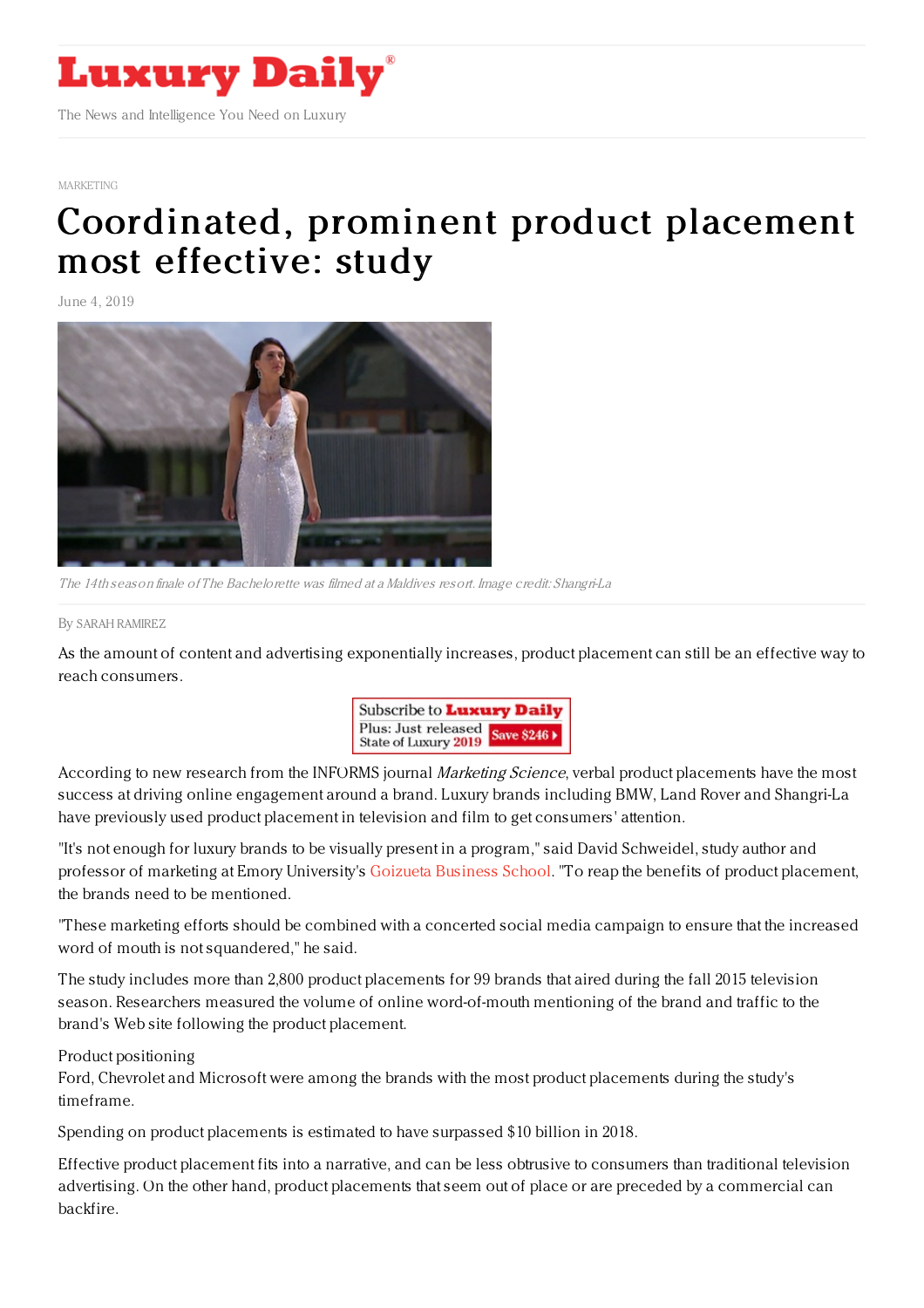# Luxury Daily

The News and Intelligence You Need on Luxury

MARKETING

# Coordinated, prominent product placement most effective: study

June 4, 2019

*The 14th season finale of The Bachelorette was filmed at a Maldives resort. Image credit: Shangri-La*

By SARAH RAMIREZ

As the amount of content and advertising exponentially increases, product placement can still be an effective way to reach consumers.

According to new research from the INFORMS journal *Marketing Science*, verbal product placements have the most success at driving online engagement around a brand. Luxury brands including BMW, Land Rover and Shangri-La have previously used product placement in television and film to get consumers' attention.

"It's not enough for luxury brands to be visually present in a program," said David Schweidel, study author and professor of marketing at Emory University's Goizueta Business School. "To reap the benefits of product placement, the brands need to be mentioned.

"These marketing efforts should be combined with a concerted social media campaign to ensure that the increased word of mouth is not squandered," he said.

The study includes more than 2,800 product placements for 99 brands that aired during the fall 2015 television season. Researchers measured the volume of online word-of-mouth mentioning of the brand and traffic to the brand's Web site following the product placement.

Product positioning

Ford, Chevrolet and Microsoft were among the brands with the most product placements during the study's timeframe.

Spending on product placements is estimated to have surpassed $10 billion in 2018.

Effective product placement fits into a narrative, and can be less obtrusive to consumers than traditional television advertising. On the other hand, product placements that seem out of place or are preceded by a commercial can backfire.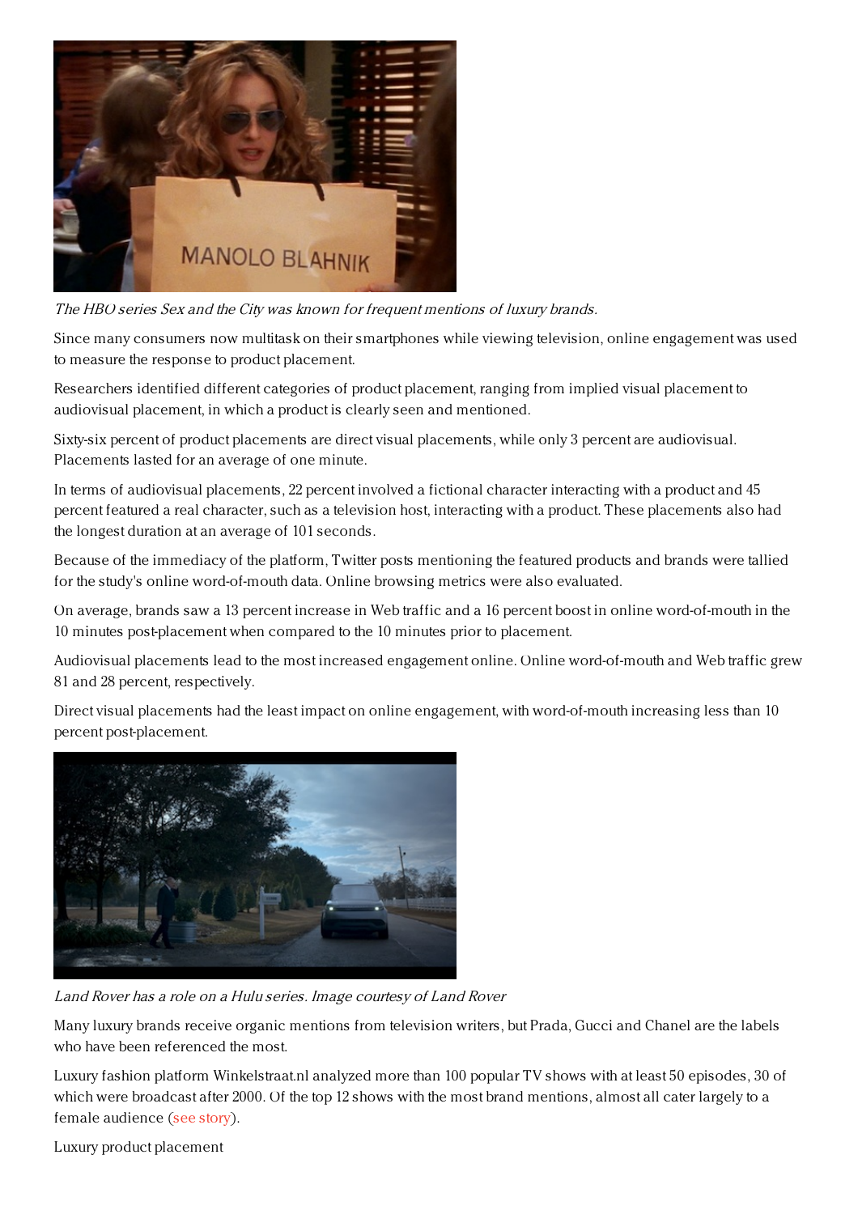*The HBO series Sex and the City was known for frequent mentions of luxury brands.*

Since many consumers now multitask on their smartphones while viewing television, online engagement was used to measure the response to product placement.

Researchers identified different categories of product placement, ranging from implied visual placement to audiovisual placement, in which a product is clearly seen and mentioned.

Sixty-six percent of product placements are direct visual placements, while only 3 percent are audiovisual. Placements lasted for an average of one minute.

In terms of audiovisual placements, 22 percent involved a fictional character interacting with a product and 45 percent featured a real character, such as a television host, interacting with a product. These placements also had the longest duration at an average of 101 seconds.

Because of the immediacy of the platform, Twitter posts mentioning the featured products and brands were tallied for the study's online word-of-mouth data. Online browsing metrics were also evaluated.

On average, brands saw a 13 percent increase in Web traffic and a 16 percent boost in online word-of-mouth in the 10 minutes post-placement when compared to the 10 minutes prior to placement.

Audiovisual placements lead to the most increased engagement online. Online word-of-mouth and Web traffic grew 81 and 28 percent, respectively.

Direct visual placements had the least impact on online engagement, with word-of-mouth increasing less than 10 percent post-placement.

*Land Rover has a role on a Hulu series. Image courtesy of Land Rover*

Many luxury brands receive organic mentions from television writers, but Prada, Gucci and Chanel are the labels who have been referenced the most.

Luxury fashion platform Winkelstraat.nl analyzed more than 100 popular TV shows with at least 50 episodes, 30 of which were broadcast after 2000. Of the top 12 shows with the most brand mentions, almost all cater largely to a female audience (see story).

Luxury product placement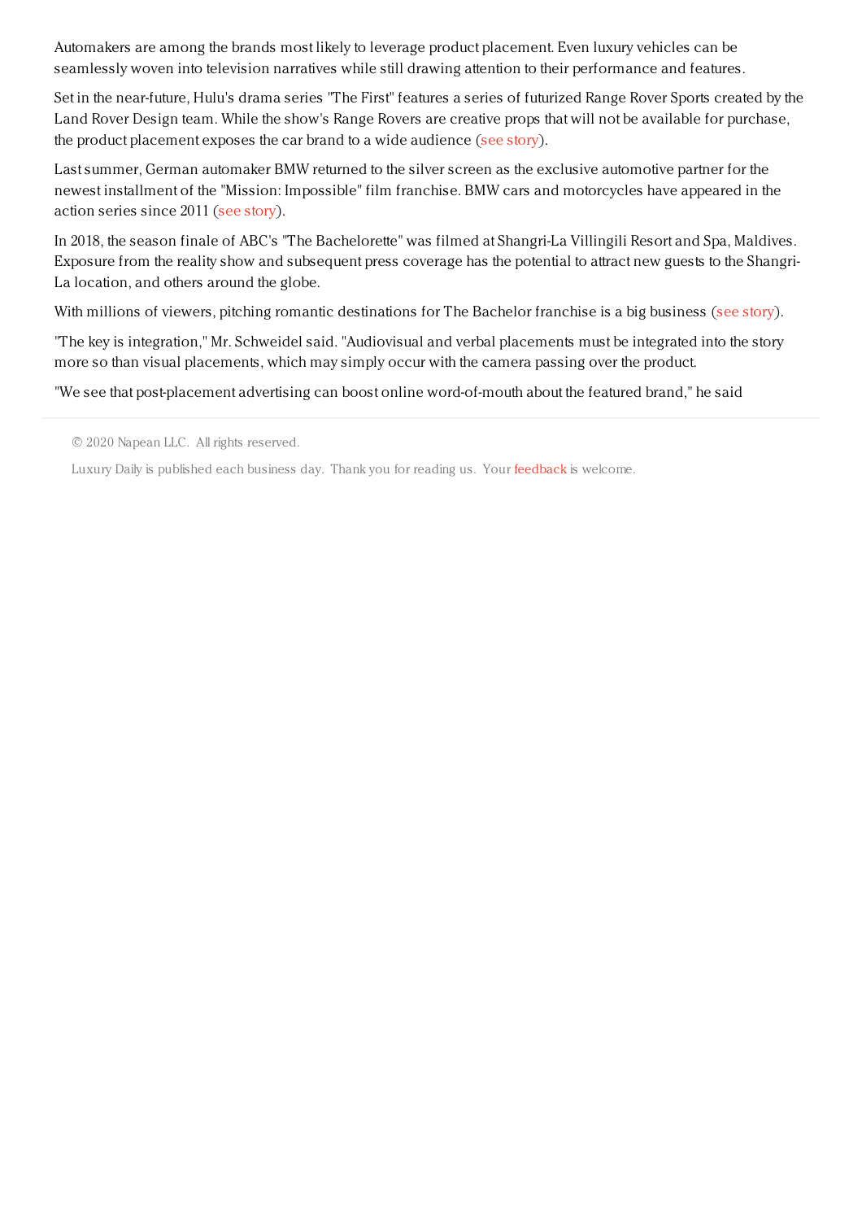Automakers are among the brands most likely to leverage product placement. Even luxury vehicles can be seamlessly woven into television narratives while still drawing attention to their performance and features.

Set in the near-future, Hulu's drama series "The First" features a series of futurized Range Rover Sports created by the Land Rover Design team. While the show's Range Rovers are creative props that will not be available for purchase, the product placement exposes the car brand to a wide audience (see story).

Last summer, German automaker BMW returned to the silver screen as the exclusive automotive partner for the newest installment of the "Mission: Impossible" film franchise. BMW cars and motorcycles have appeared in the action series since 2011 (see story).

In 2018, the season finale of ABC's "The Bachelorette" was filmed at Shangri-La Villingili Resort and Spa, Maldives. Exposure from the reality show and subsequent press coverage has the potential to attract new guests to the Shangri-La location, and others around the globe.

With millions of viewers, pitching romantic destinations for The Bachelor franchise is a big business (see story).

"The key is integration," Mr. Schweidel said. "Audiovisual and verbal placements must be integrated into the story more so than visual placements, which may simply occur with the camera passing over the product.

"We see that post-placement advertising can boost online word-of-mouth about the featured brand," he said

© 2020 Napean LLC. All rights reserved.

Luxury Daily is published each business day. Thank you for reading us. Your feedback is welcome.